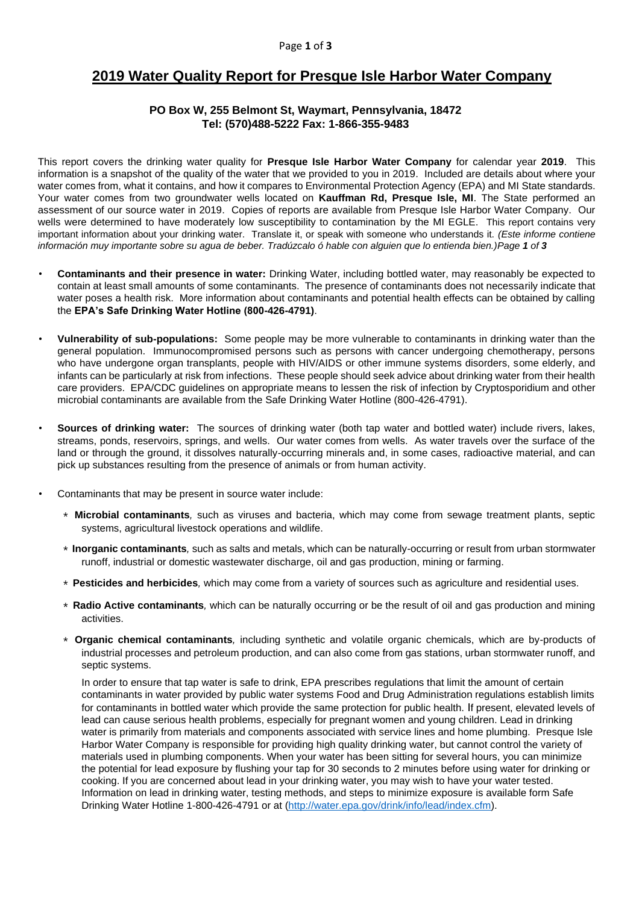# 2019 Water Quality Report for Presque Isle Harbor Water Company

**PO Box W, 255 Belmont St, Waymart, Pennsylvania, 18472**
**Tel: (570)488-5222 Fax: 1-866-355-9483**

This report covers the drinking water quality for **Presque Isle Harbor Water Company** for calendar year **2019**. This information is a snapshot of the quality of the water that we provided to you in 2019. Included are details about where your water comes from, what it contains, and how it compares to Environmental Protection Agency (EPA) and MI State standards. Your water comes from two groundwater wells located on **Kauffman Rd, Presque Isle, MI**. The State performed an assessment of our source water in 2019. Copies of reports are available from Presque Isle Harbor Water Company. Our wells were determined to have moderately low susceptibility to contamination by the MI EGLE. This report contains very important information about your drinking water. Translate it, or speak with someone who understands it. *(Este informe contiene información muy importante sobre su agua de beber. Tradúzcalo ó hable con alguien que lo entienda bien.)Page **1** of **3***

- **Contaminants and their presence in water:** Drinking Water, including bottled water, may reasonably be expected to contain at least small amounts of some contaminants. The presence of contaminants does not necessarily indicate that water poses a health risk. More information about contaminants and potential health effects can be obtained by calling the **EPA's Safe Drinking Water Hotline (800-426-4791)**.

- **Vulnerability of sub-populations:** Some people may be more vulnerable to contaminants in drinking water than the general population. Immunocompromised persons such as persons with cancer undergoing chemotherapy, persons who have undergone organ transplants, people with HIV/AIDS or other immune systems disorders, some elderly, and infants can be particularly at risk from infections. These people should seek advice about drinking water from their health care providers. EPA/CDC guidelines on appropriate means to lessen the risk of infection by Cryptosporidium and other microbial contaminants are available from the Safe Drinking Water Hotline (800-426-4791).

- **Sources of drinking water:** The sources of drinking water (both tap water and bottled water) include rivers, lakes, streams, ponds, reservoirs, springs, and wells. Our water comes from wells. As water travels over the surface of the land or through the ground, it dissolves naturally-occurring minerals and, in some cases, radioactive material, and can pick up substances resulting from the presence of animals or from human activity.

- Contaminants that may be present in source water include:

  - **Microbial contaminants***,* such as viruses and bacteria, which may come from sewage treatment plants, septic systems, agricultural livestock operations and wildlife.
  - **Inorganic contaminants***,* such as salts and metals, which can be naturally-occurring or result from urban stormwater runoff, industrial or domestic wastewater discharge, oil and gas production, mining or farming.
  - **Pesticides and herbicides***,* which may come from a variety of sources such as agriculture and residential uses.
  - **Radio Active contaminants***,* which can be naturally occurring or be the result of oil and gas production and mining activities.
  - **Organic chemical contaminants***,* including synthetic and volatile organic chemicals, which are by-products of industrial processes and petroleum production, and can also come from gas stations, urban stormwater runoff, and septic systems.

  In order to ensure that tap water is safe to drink, EPA prescribes regulations that limit the amount of certain contaminants in water provided by public water systems Food and Drug Administration regulations establish limits for contaminants in bottled water which provide the same protection for public health. If present, elevated levels of lead can cause serious health problems, especially for pregnant women and young children. Lead in drinking water is primarily from materials and components associated with service lines and home plumbing. Presque Isle Harbor Water Company is responsible for providing high quality drinking water, but cannot control the variety of materials used in plumbing components. When your water has been sitting for several hours, you can minimize the potential for lead exposure by flushing your tap for 30 seconds to 2 minutes before using water for drinking or cooking. If you are concerned about lead in your drinking water, you may wish to have your water tested. Information on lead in drinking water, testing methods, and steps to minimize exposure is available form Safe Drinking Water Hotline 1-800-426-4791 or at (http://water.epa.gov/drink/info/lead/index.cfm).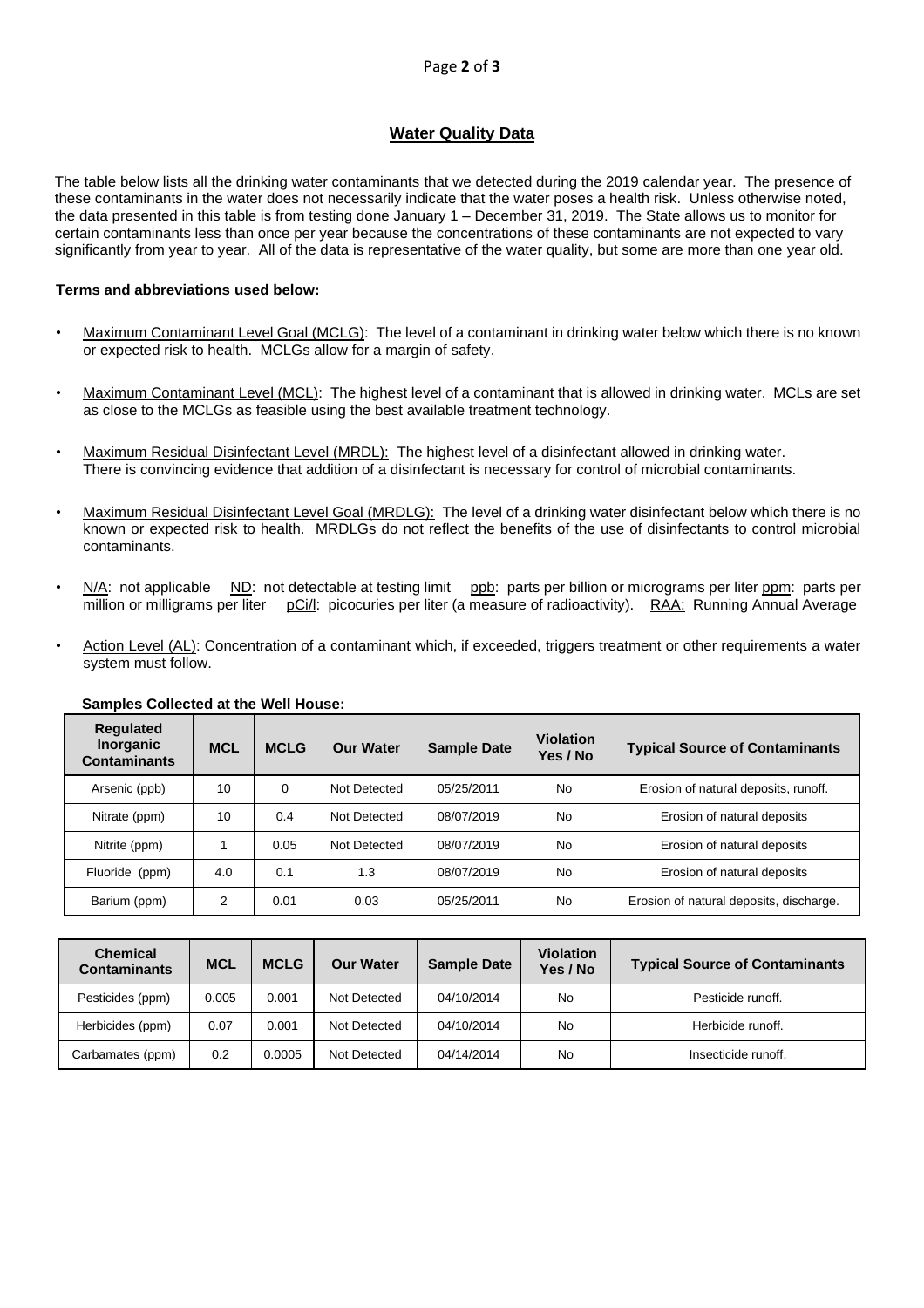## Water Quality Data

The table below lists all the drinking water contaminants that we detected during the 2019 calendar year. The presence of these contaminants in the water does not necessarily indicate that the water poses a health risk. Unless otherwise noted, the data presented in this table is from testing done January 1 – December 31, 2019. The State allows us to monitor for certain contaminants less than once per year because the concentrations of these contaminants are not expected to vary significantly from year to year. All of the data is representative of the water quality, but some are more than one year old.

**Terms and abbreviations used below:**

- Maximum Contaminant Level Goal (MCLG): The level of a contaminant in drinking water below which there is no known or expected risk to health. MCLGs allow for a margin of safety.
- Maximum Contaminant Level (MCL): The highest level of a contaminant that is allowed in drinking water. MCLs are set as close to the MCLGs as feasible using the best available treatment technology.
- Maximum Residual Disinfectant Level (MRDL): The highest level of a disinfectant allowed in drinking water. There is convincing evidence that addition of a disinfectant is necessary for control of microbial contaminants.
- Maximum Residual Disinfectant Level Goal (MRDLG): The level of a drinking water disinfectant below which there is no known or expected risk to health. MRDLGs do not reflect the benefits of the use of disinfectants to control microbial contaminants.
- N/A: not applicable  ND: not detectable at testing limit  ppb: parts per billion or micrograms per liter ppm: parts per million or milligrams per liter  pCi/l: picocuries per liter (a measure of radioactivity).  RAA: Running Annual Average
- Action Level (AL): Concentration of a contaminant which, if exceeded, triggers treatment or other requirements a water system must follow.

**Samples Collected at the Well House:**

| Regulated Inorganic Contaminants | MCL | MCLG | Our Water | Sample Date | Violation Yes / No | Typical Source of Contaminants |
|---|---|---|---|---|---|---|
| Arsenic (ppb) | 10 | 0 | Not Detected | 05/25/2011 | No | Erosion of natural deposits, runoff. |
| Nitrate (ppm) | 10 | 0.4 | Not Detected | 08/07/2019 | No | Erosion of natural deposits |
| Nitrite (ppm) | 1 | 0.05 | Not Detected | 08/07/2019 | No | Erosion of natural deposits |
| Fluoride (ppm) | 4.0 | 0.1 | 1.3 | 08/07/2019 | No | Erosion of natural deposits |
| Barium (ppm) | 2 | 0.01 | 0.03 | 05/25/2011 | No | Erosion of natural deposits, discharge. |

| Chemical Contaminants | MCL | MCLG | Our Water | Sample Date | Violation Yes / No | Typical Source of Contaminants |
|---|---|---|---|---|---|---|
| Pesticides (ppm) | 0.005 | 0.001 | Not Detected | 04/10/2014 | No | Pesticide runoff. |
| Herbicides (ppm) | 0.07 | 0.001 | Not Detected | 04/10/2014 | No | Herbicide runoff. |
| Carbamates (ppm) | 0.2 | 0.0005 | Not Detected | 04/14/2014 | No | Insecticide runoff. |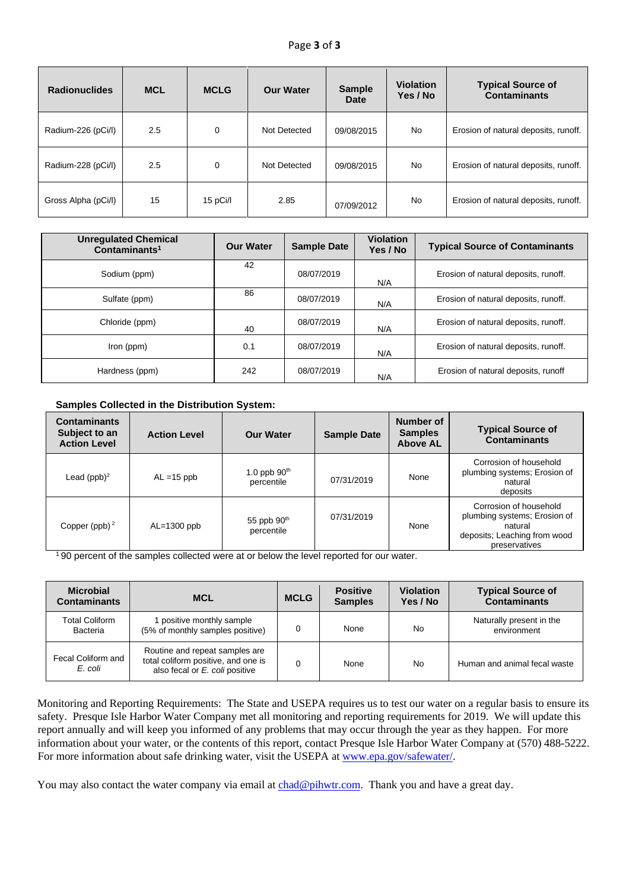| Radionuclides | MCL | MCLG | Our Water | Sample Date | Violation Yes / No | Typical Source of Contaminants |
|---|---|---|---|---|---|---|
| Radium-226 (pCi/l) | 2.5 | 0 | Not Detected | 09/08/2015 | No | Erosion of natural deposits, runoff. |
| Radium-228 (pCi/l) | 2.5 | 0 | Not Detected | 09/08/2015 | No | Erosion of natural deposits, runoff. |
| Gross Alpha (pCi/l) | 15 | 15 pCi/l | 2.85 | 07/09/2012 | No | Erosion of natural deposits, runoff. |

| Unregulated Chemical Contaminants[1] | Our Water | Sample Date | Violation Yes / No | Typical Source of Contaminants |
|---|---|---|---|---|
| Sodium (ppm) | 42 | 08/07/2019 | N/A | Erosion of natural deposits, runoff. |
| Sulfate (ppm) | 86 | 08/07/2019 | N/A | Erosion of natural deposits, runoff. |
| Chloride (ppm) | 40 | 08/07/2019 | N/A | Erosion of natural deposits, runoff. |
| Iron (ppm) | 0.1 | 08/07/2019 | N/A | Erosion of natural deposits, runoff. |
| Hardness (ppm) | 242 | 08/07/2019 | N/A | Erosion of natural deposits, runoff |

**Samples Collected in the Distribution System:**

| Contaminants Subject to an Action Level | Action Level | Our Water | Sample Date | Number of Samples Above AL | Typical Source of Contaminants |
|---|---|---|---|---|---|
| Lead (ppb)[2] | AL =15 ppb | 1.0 ppb 90th percentile | 07/31/2019 | None | Corrosion of household plumbing systems; Erosion of natural deposits |
| Copper (ppb)[2] | AL=1300 ppb | 55 ppb 90th percentile | 07/31/2019 | None | Corrosion of household plumbing systems; Erosion of natural deposits; Leaching from wood preservatives |

[1] 90 percent of the samples collected were at or below the level reported for our water.

| Microbial Contaminants | MCL | MCLG | Positive Samples | Violation Yes / No | Typical Source of Contaminants |
|---|---|---|---|---|---|
| Total Coliform Bacteria | 1 positive monthly sample (5% of monthly samples positive) | 0 | None | No | Naturally present in the environment |
| Fecal Coliform and *E. coli* | Routine and repeat samples are total coliform positive, and one is also fecal or *E. coli* positive | 0 | None | No | Human and animal fecal waste |

Monitoring and Reporting Requirements: The State and USEPA requires us to test our water on a regular basis to ensure its safety. Presque Isle Harbor Water Company met all monitoring and reporting requirements for 2019. We will update this report annually and will keep you informed of any problems that may occur through the year as they happen. For more information about your water, or the contents of this report, contact Presque Isle Harbor Water Company at (570) 488-5222. For more information about safe drinking water, visit the USEPA at www.epa.gov/safewater/.

You may also contact the water company via email at chad@pihwtr.com. Thank you and have a great day.